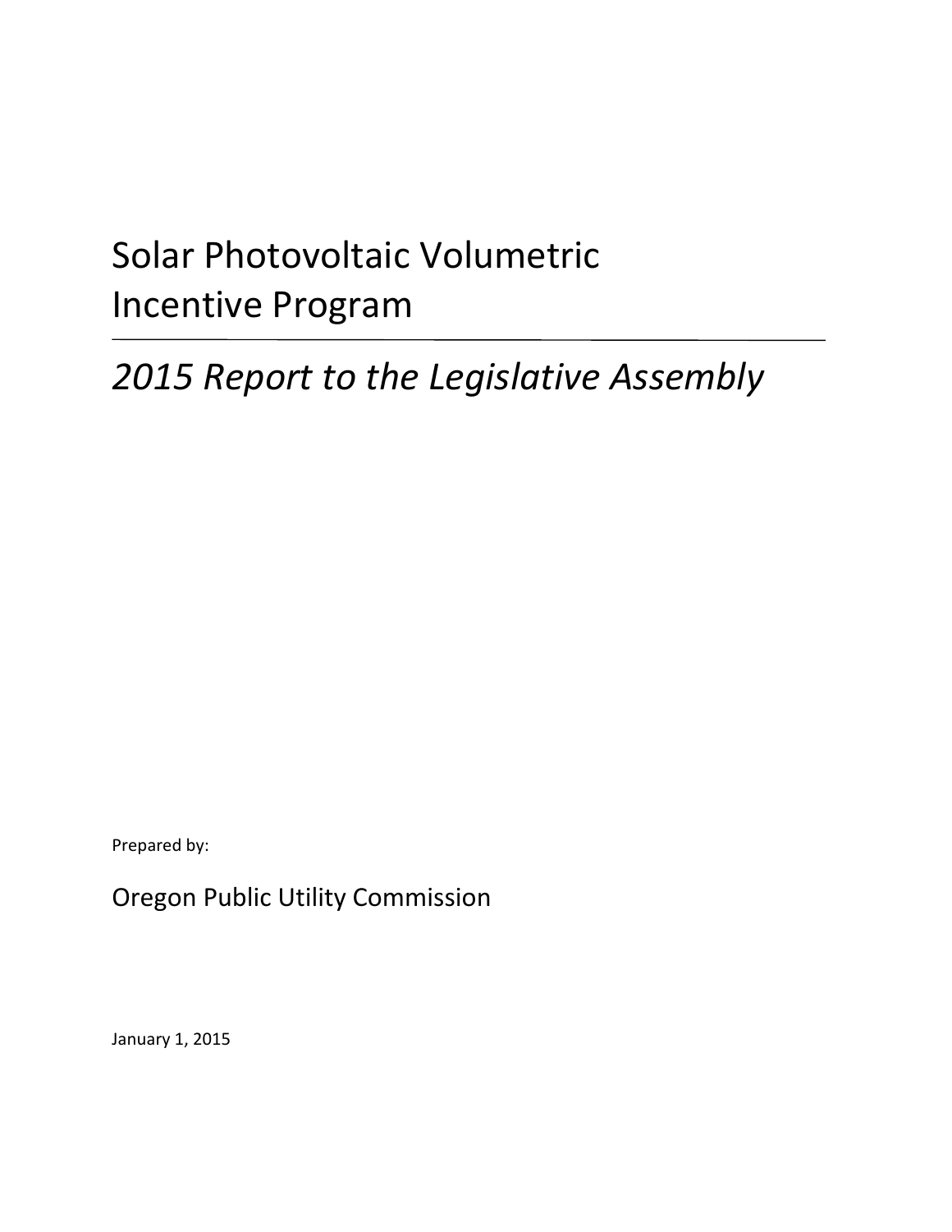# Solar Photovoltaic Volumetric Incentive Program

---

*2015 Report to the Legislative Assembly*

Prepared by:

Oregon Public Utility Commission

January 1, 2015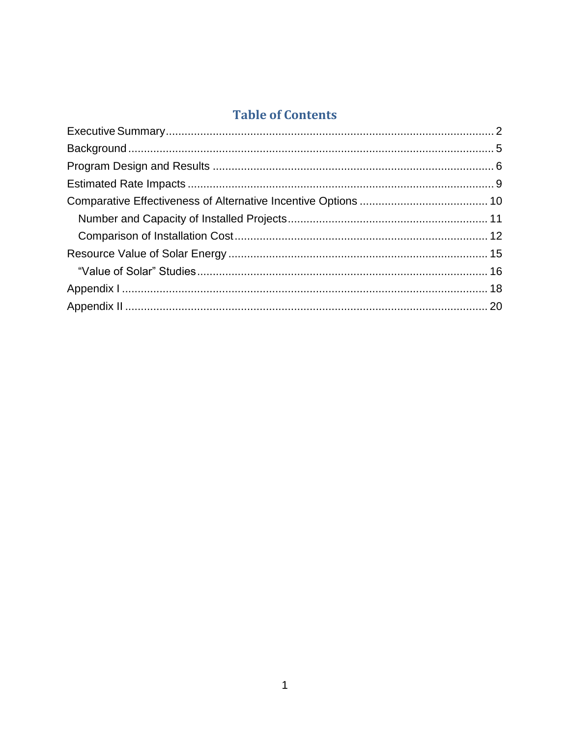# Table of Contents

- Executive Summary ........................................ 2
- Background ........................................ 5
- Program Design and Results ........................................ 6
- Estimated Rate Impacts ........................................ 9
- Comparative Effectiveness of Alternative Incentive Options ........................................ 10
  - Number and Capacity of Installed Projects ........................................ 11
  - Comparison of Installation Cost ........................................ 12
- Resource Value of Solar Energy ........................................ 15
  - "Value of Solar" Studies ........................................ 16
- Appendix I ........................................ 18
- Appendix II ........................................ 20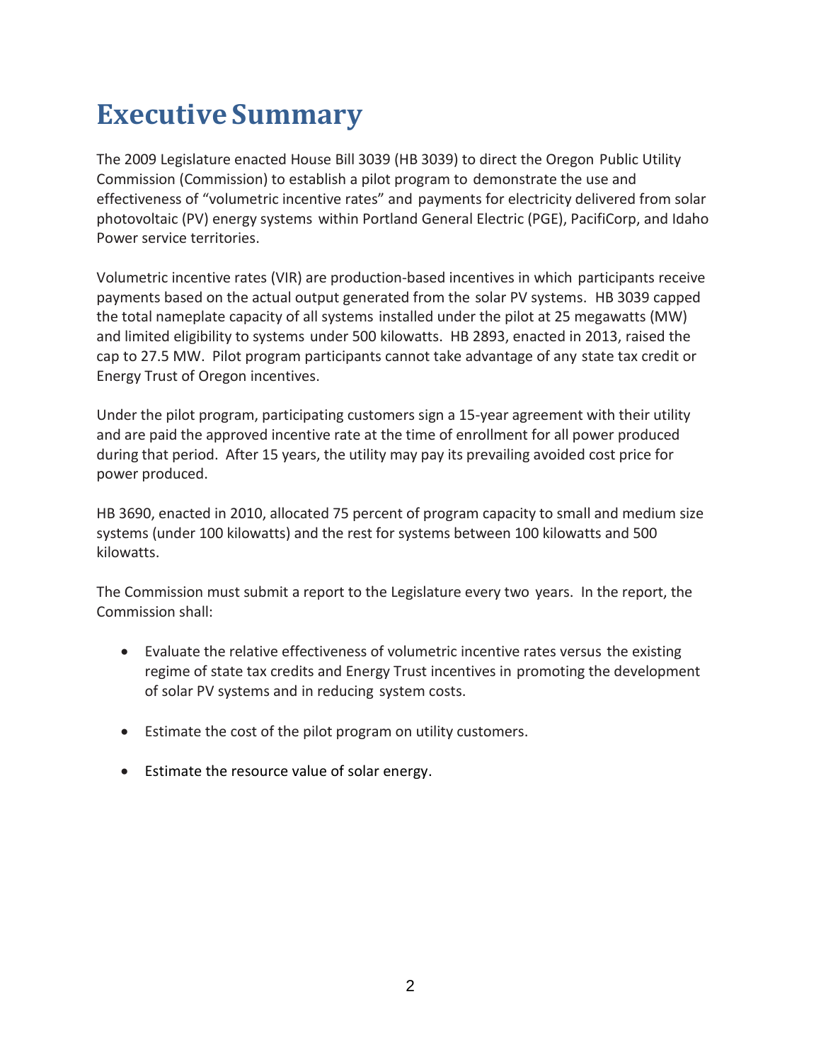# Executive Summary

The 2009 Legislature enacted House Bill 3039 (HB 3039) to direct the Oregon Public Utility Commission (Commission) to establish a pilot program to demonstrate the use and effectiveness of "volumetric incentive rates" and payments for electricity delivered from solar photovoltaic (PV) energy systems within Portland General Electric (PGE), PacifiCorp, and Idaho Power service territories.

Volumetric incentive rates (VIR) are production-based incentives in which participants receive payments based on the actual output generated from the solar PV systems. HB 3039 capped the total nameplate capacity of all systems installed under the pilot at 25 megawatts (MW) and limited eligibility to systems under 500 kilowatts. HB 2893, enacted in 2013, raised the cap to 27.5 MW. Pilot program participants cannot take advantage of any state tax credit or Energy Trust of Oregon incentives.

Under the pilot program, participating customers sign a 15-year agreement with their utility and are paid the approved incentive rate at the time of enrollment for all power produced during that period. After 15 years, the utility may pay its prevailing avoided cost price for power produced.

HB 3690, enacted in 2010, allocated 75 percent of program capacity to small and medium size systems (under 100 kilowatts) and the rest for systems between 100 kilowatts and 500 kilowatts.

The Commission must submit a report to the Legislature every two years. In the report, the Commission shall:

- Evaluate the relative effectiveness of volumetric incentive rates versus the existing regime of state tax credits and Energy Trust incentives in promoting the development of solar PV systems and in reducing system costs.
- Estimate the cost of the pilot program on utility customers.
- Estimate the resource value of solar energy.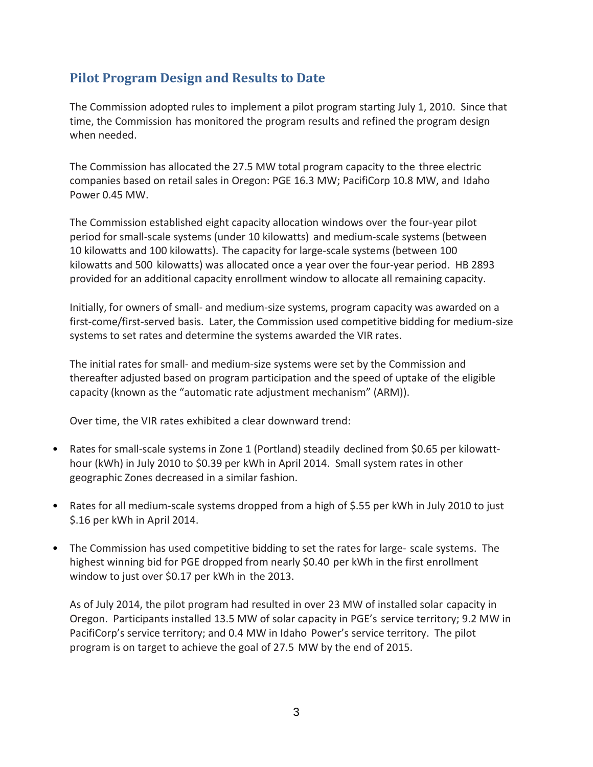## Pilot Program Design and Results to Date

The Commission adopted rules to implement a pilot program starting July 1, 2010. Since that time, the Commission has monitored the program results and refined the program design when needed.

The Commission has allocated the 27.5 MW total program capacity to the three electric companies based on retail sales in Oregon: PGE 16.3 MW; PacifiCorp 10.8 MW, and Idaho Power 0.45 MW.

The Commission established eight capacity allocation windows over the four-year pilot period for small-scale systems (under 10 kilowatts) and medium-scale systems (between 10 kilowatts and 100 kilowatts). The capacity for large-scale systems (between 100 kilowatts and 500 kilowatts) was allocated once a year over the four-year period. HB 2893 provided for an additional capacity enrollment window to allocate all remaining capacity.

Initially, for owners of small- and medium-size systems, program capacity was awarded on a first-come/first-served basis. Later, the Commission used competitive bidding for medium-size systems to set rates and determine the systems awarded the VIR rates.

The initial rates for small- and medium-size systems were set by the Commission and thereafter adjusted based on program participation and the speed of uptake of the eligible capacity (known as the "automatic rate adjustment mechanism" (ARM)).

Over time, the VIR rates exhibited a clear downward trend:

- Rates for small-scale systems in Zone 1 (Portland) steadily declined from $0.65 per kilowatt-hour (kWh) in July 2010 to $0.39 per kWh in April 2014. Small system rates in other geographic Zones decreased in a similar fashion.
- Rates for all medium-scale systems dropped from a high of $.55 per kWh in July 2010 to just $.16 per kWh in April 2014.
- The Commission has used competitive bidding to set the rates for large- scale systems. The highest winning bid for PGE dropped from nearly $0.40 per kWh in the first enrollment window to just over $0.17 per kWh in the 2013.

As of July 2014, the pilot program had resulted in over 23 MW of installed solar capacity in Oregon. Participants installed 13.5 MW of solar capacity in PGE's service territory; 9.2 MW in PacifiCorp's service territory; and 0.4 MW in Idaho Power's service territory. The pilot program is on target to achieve the goal of 27.5 MW by the end of 2015.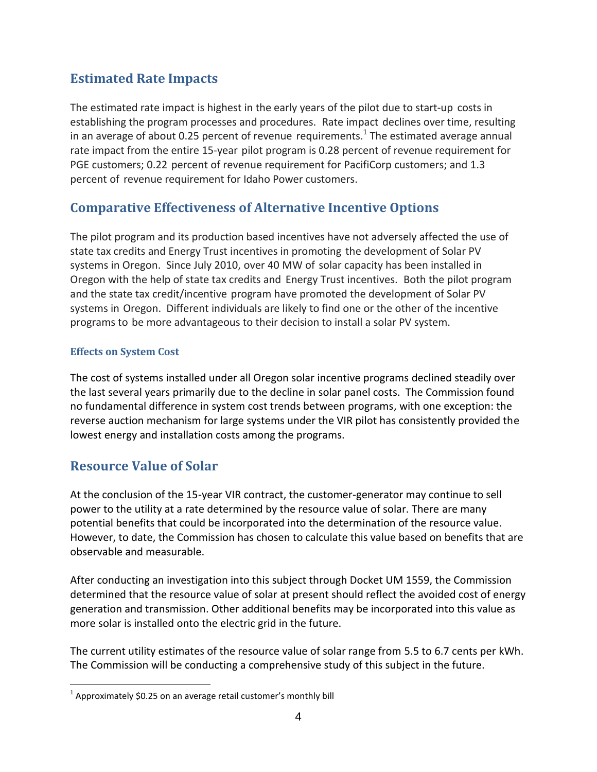## Estimated Rate Impacts

The estimated rate impact is highest in the early years of the pilot due to start-up costs in establishing the program processes and procedures. Rate impact declines over time, resulting in an average of about 0.25 percent of revenue requirements.[1] The estimated average annual rate impact from the entire 15-year pilot program is 0.28 percent of revenue requirement for PGE customers; 0.22 percent of revenue requirement for PacifiCorp customers; and 1.3 percent of revenue requirement for Idaho Power customers.

## Comparative Effectiveness of Alternative Incentive Options

The pilot program and its production based incentives have not adversely affected the use of state tax credits and Energy Trust incentives in promoting the development of Solar PV systems in Oregon. Since July 2010, over 40 MW of solar capacity has been installed in Oregon with the help of state tax credits and Energy Trust incentives. Both the pilot program and the state tax credit/incentive program have promoted the development of Solar PV systems in Oregon. Different individuals are likely to find one or the other of the incentive programs to be more advantageous to their decision to install a solar PV system.

### Effects on System Cost

The cost of systems installed under all Oregon solar incentive programs declined steadily over the last several years primarily due to the decline in solar panel costs. The Commission found no fundamental difference in system cost trends between programs, with one exception: the reverse auction mechanism for large systems under the VIR pilot has consistently provided the lowest energy and installation costs among the programs.

## Resource Value of Solar

At the conclusion of the 15-year VIR contract, the customer-generator may continue to sell power to the utility at a rate determined by the resource value of solar. There are many potential benefits that could be incorporated into the determination of the resource value. However, to date, the Commission has chosen to calculate this value based on benefits that are observable and measurable.

After conducting an investigation into this subject through Docket UM 1559, the Commission determined that the resource value of solar at present should reflect the avoided cost of energy generation and transmission. Other additional benefits may be incorporated into this value as more solar is installed onto the electric grid in the future.

The current utility estimates of the resource value of solar range from 5.5 to 6.7 cents per kWh. The Commission will be conducting a comprehensive study of this subject in the future.

---

[1] Approximately $0.25 on an average retail customer's monthly bill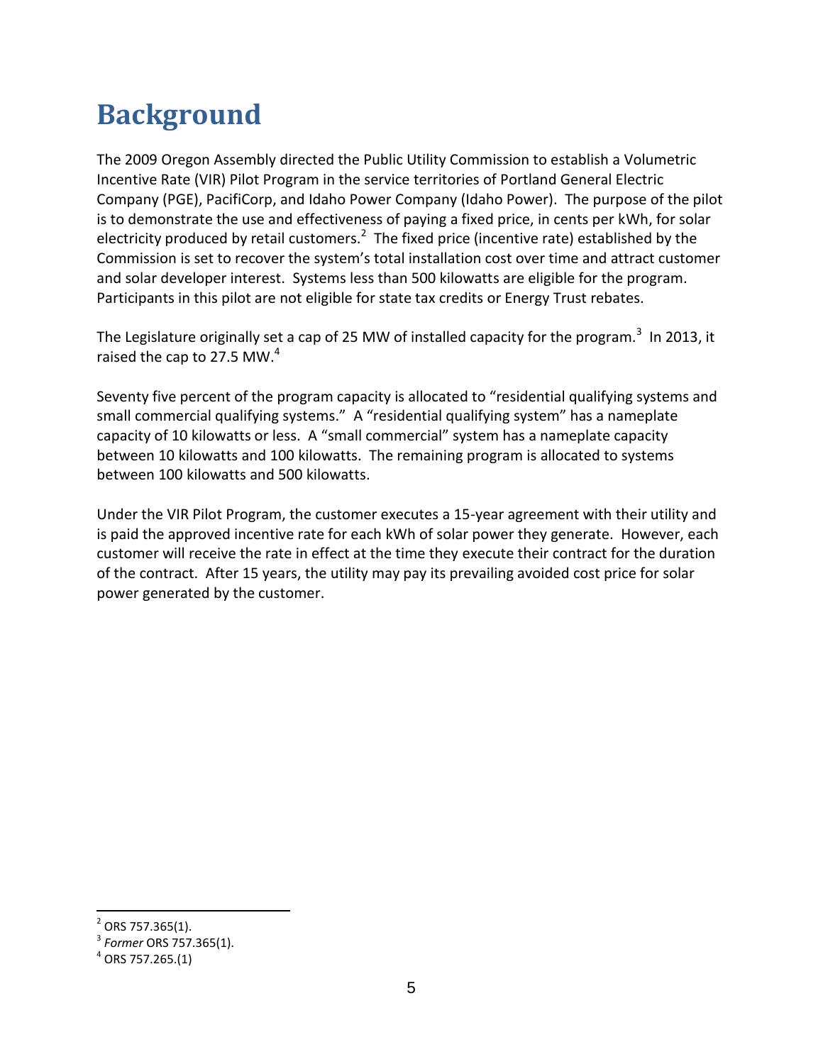# Background

The 2009 Oregon Assembly directed the Public Utility Commission to establish a Volumetric Incentive Rate (VIR) Pilot Program in the service territories of Portland General Electric Company (PGE), PacifiCorp, and Idaho Power Company (Idaho Power). The purpose of the pilot is to demonstrate the use and effectiveness of paying a fixed price, in cents per kWh, for solar electricity produced by retail customers.[2] The fixed price (incentive rate) established by the Commission is set to recover the system's total installation cost over time and attract customer and solar developer interest. Systems less than 500 kilowatts are eligible for the program. Participants in this pilot are not eligible for state tax credits or Energy Trust rebates.

The Legislature originally set a cap of 25 MW of installed capacity for the program.[3] In 2013, it raised the cap to 27.5 MW.[4]

Seventy five percent of the program capacity is allocated to "residential qualifying systems and small commercial qualifying systems." A "residential qualifying system" has a nameplate capacity of 10 kilowatts or less. A "small commercial" system has a nameplate capacity between 10 kilowatts and 100 kilowatts. The remaining program is allocated to systems between 100 kilowatts and 500 kilowatts.

Under the VIR Pilot Program, the customer executes a 15-year agreement with their utility and is paid the approved incentive rate for each kWh of solar power they generate. However, each customer will receive the rate in effect at the time they execute their contract for the duration of the contract. After 15 years, the utility may pay its prevailing avoided cost price for solar power generated by the customer.

---

[2] ORS 757.365(1).
[3] *Former* ORS 757.365(1).
[4] ORS 757.265.(1)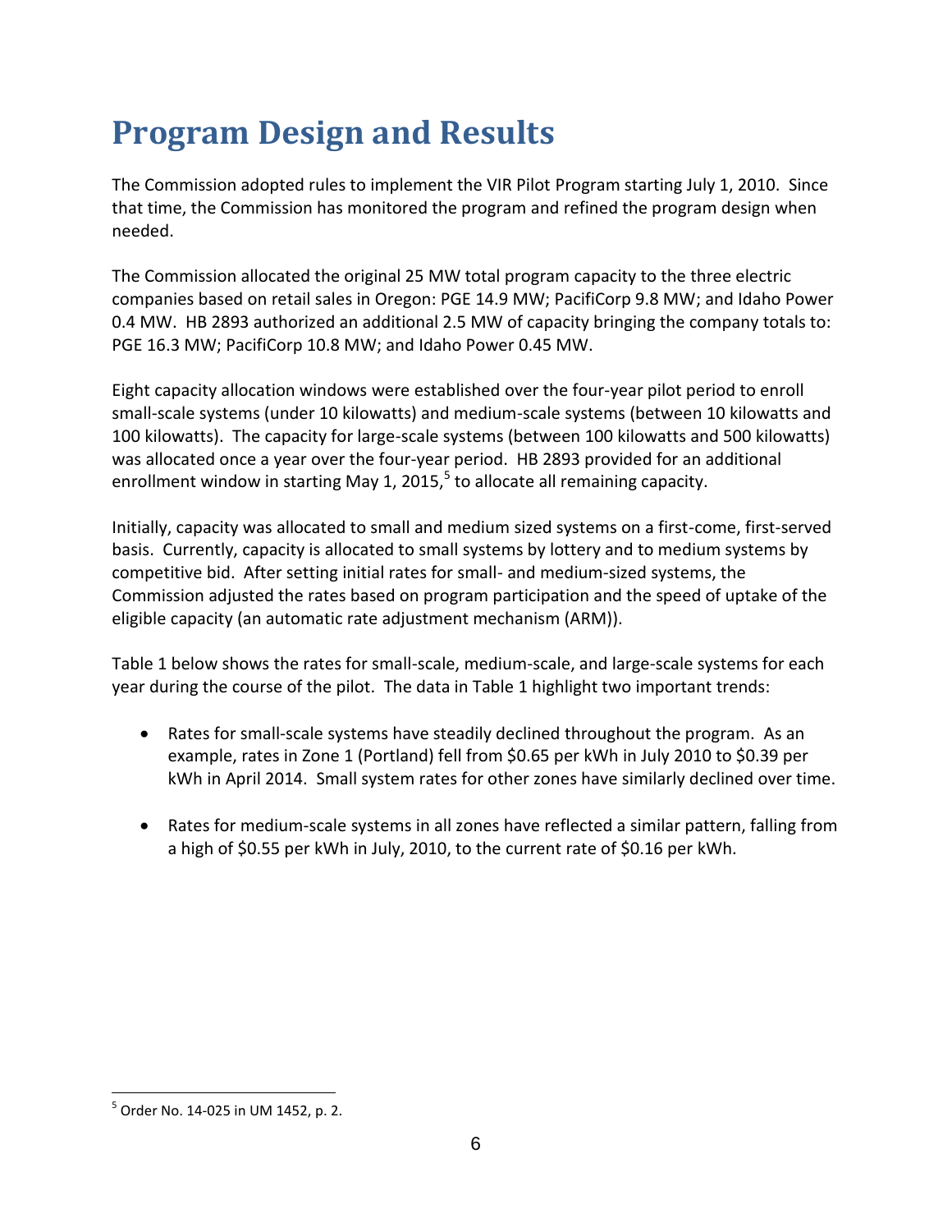# Program Design and Results

The Commission adopted rules to implement the VIR Pilot Program starting July 1, 2010. Since that time, the Commission has monitored the program and refined the program design when needed.

The Commission allocated the original 25 MW total program capacity to the three electric companies based on retail sales in Oregon: PGE 14.9 MW; PacifiCorp 9.8 MW; and Idaho Power 0.4 MW. HB 2893 authorized an additional 2.5 MW of capacity bringing the company totals to: PGE 16.3 MW; PacifiCorp 10.8 MW; and Idaho Power 0.45 MW.

Eight capacity allocation windows were established over the four-year pilot period to enroll small-scale systems (under 10 kilowatts) and medium-scale systems (between 10 kilowatts and 100 kilowatts). The capacity for large-scale systems (between 100 kilowatts and 500 kilowatts) was allocated once a year over the four-year period. HB 2893 provided for an additional enrollment window in starting May 1, 2015,[5] to allocate all remaining capacity.

Initially, capacity was allocated to small and medium sized systems on a first-come, first-served basis. Currently, capacity is allocated to small systems by lottery and to medium systems by competitive bid. After setting initial rates for small- and medium-sized systems, the Commission adjusted the rates based on program participation and the speed of uptake of the eligible capacity (an automatic rate adjustment mechanism (ARM)).

Table 1 below shows the rates for small-scale, medium-scale, and large-scale systems for each year during the course of the pilot. The data in Table 1 highlight two important trends:

- Rates for small-scale systems have steadily declined throughout the program. As an example, rates in Zone 1 (Portland) fell from $0.65 per kWh in July 2010 to $0.39 per kWh in April 2014. Small system rates for other zones have similarly declined over time.
- Rates for medium-scale systems in all zones have reflected a similar pattern, falling from a high of $0.55 per kWh in July, 2010, to the current rate of $0.16 per kWh.

[5] Order No. 14-025 in UM 1452, p. 2.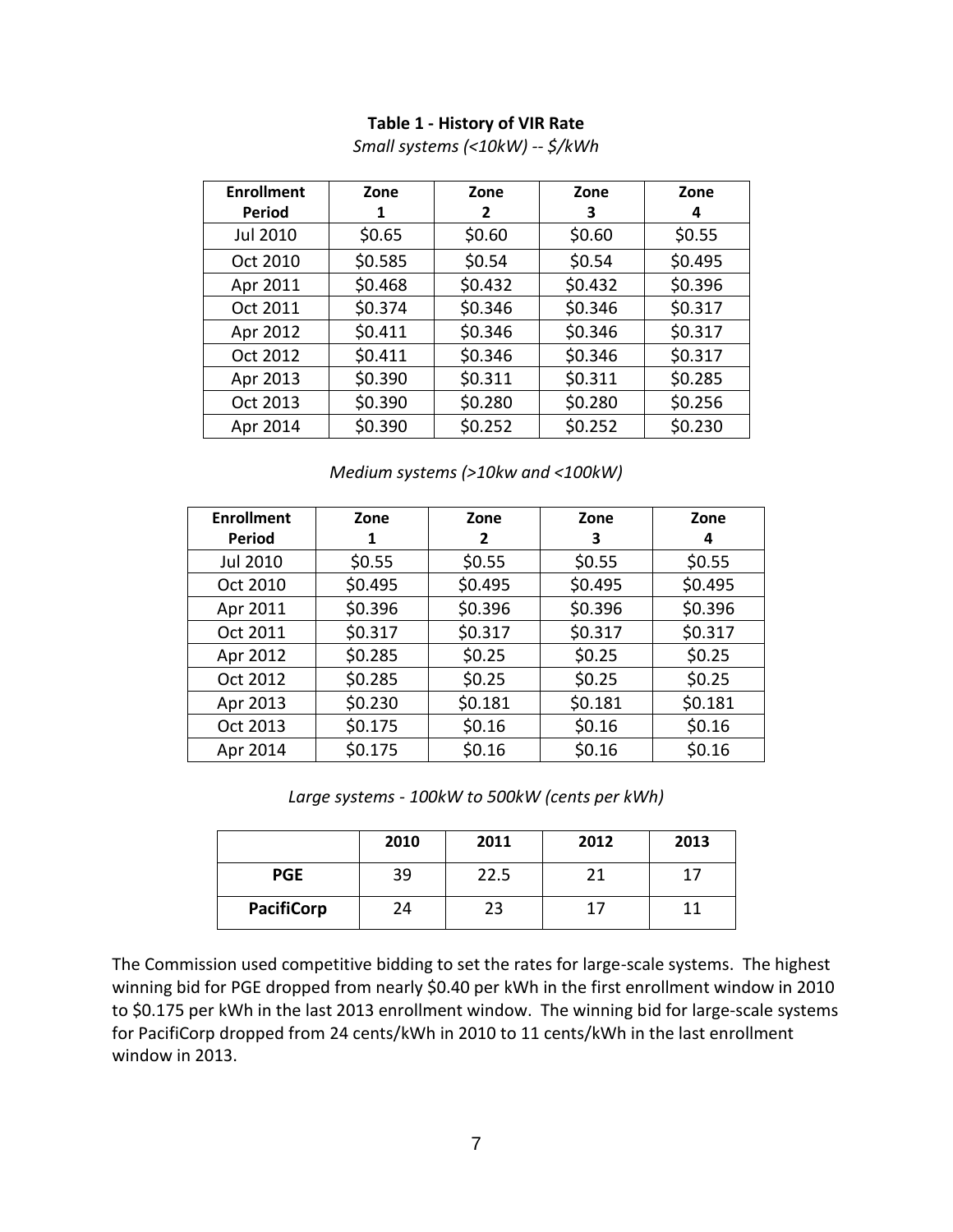**Table 1 - History of VIR Rate**

*Small systems (<10kW) -- $/kWh*

| Enrollment Period | Zone 1 | Zone 2 | Zone 3 | Zone 4 |
|---|---|---|---|---|
| Jul 2010 | $0.65 | $0.60 | $0.60 | $0.55 |
| Oct 2010 | $0.585 | $0.54 | $0.54 | $0.495 |
| Apr 2011 | $0.468 | $0.432 | $0.432 | $0.396 |
| Oct 2011 | $0.374 | $0.346 | $0.346 | $0.317 |
| Apr 2012 | $0.411 | $0.346 | $0.346 | $0.317 |
| Oct 2012 | $0.411 | $0.346 | $0.346 | $0.317 |
| Apr 2013 | $0.390 | $0.311 | $0.311 | $0.285 |
| Oct 2013 | $0.390 | $0.280 | $0.280 | $0.256 |
| Apr 2014 | $0.390 | $0.252 | $0.252 | $0.230 |

*Medium systems (>10kw and <100kW)*

| Enrollment Period | Zone 1 | Zone 2 | Zone 3 | Zone 4 |
|---|---|---|---|---|
| Jul 2010 | $0.55 | $0.55 | $0.55 | $0.55 |
| Oct 2010 | $0.495 | $0.495 | $0.495 | $0.495 |
| Apr 2011 | $0.396 | $0.396 | $0.396 | $0.396 |
| Oct 2011 | $0.317 | $0.317 | $0.317 | $0.317 |
| Apr 2012 | $0.285 | $0.25 | $0.25 | $0.25 |
| Oct 2012 | $0.285 | $0.25 | $0.25 | $0.25 |
| Apr 2013 | $0.230 | $0.181 | $0.181 | $0.181 |
| Oct 2013 | $0.175 | $0.16 | $0.16 | $0.16 |
| Apr 2014 | $0.175 | $0.16 | $0.16 | $0.16 |

*Large systems - 100kW to 500kW (cents per kWh)*

| | 2010 | 2011 | 2012 | 2013 |
|---|---|---|---|---|
| **PGE** | 39 | 22.5 | 21 | 17 |
| **PacifiCorp** | 24 | 23 | 17 | 11 |

The Commission used competitive bidding to set the rates for large-scale systems. The highest winning bid for PGE dropped from nearly $0.40 per kWh in the first enrollment window in 2010 to $0.175 per kWh in the last 2013 enrollment window. The winning bid for large-scale systems for PacifiCorp dropped from 24 cents/kWh in 2010 to 11 cents/kWh in the last enrollment window in 2013.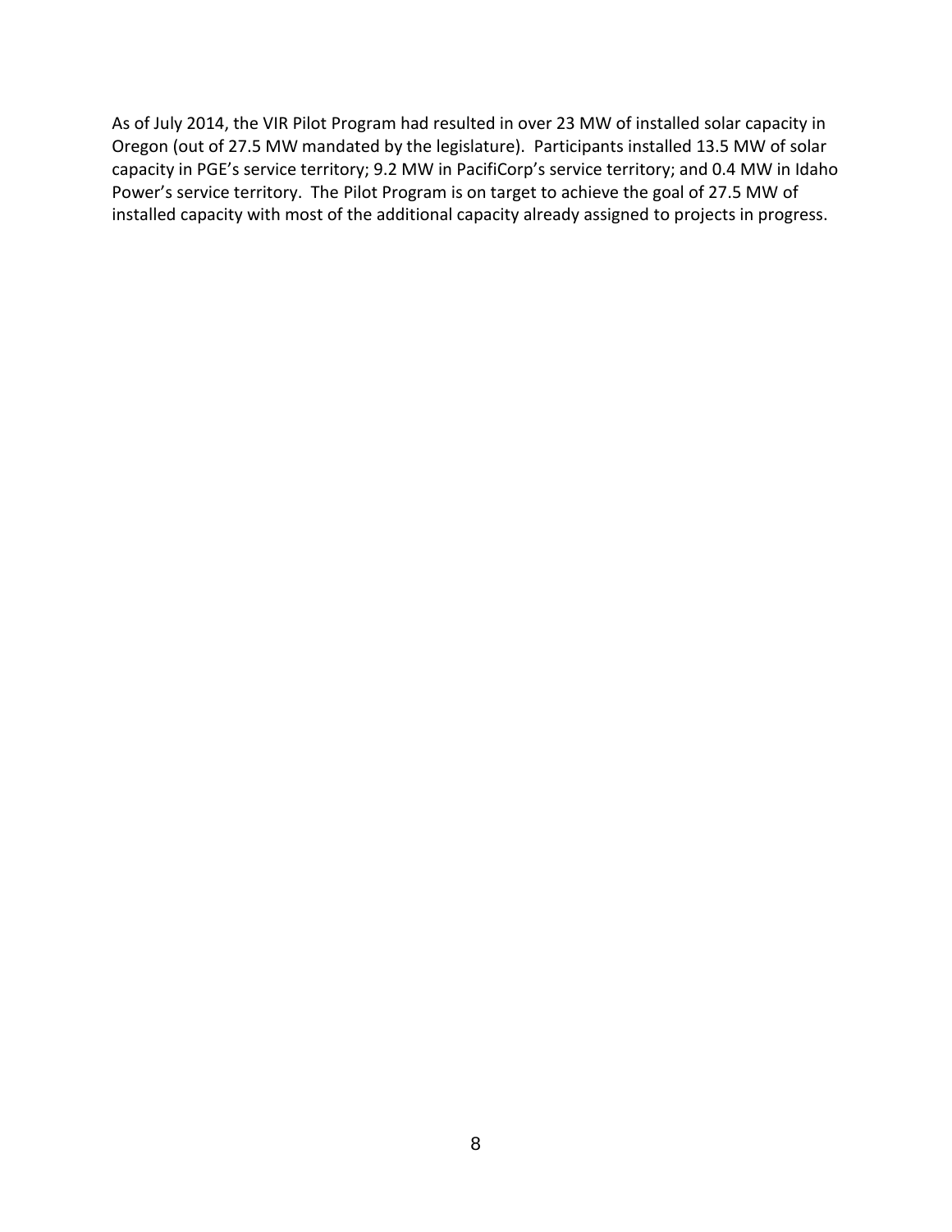As of July 2014, the VIR Pilot Program had resulted in over 23 MW of installed solar capacity in Oregon (out of 27.5 MW mandated by the legislature). Participants installed 13.5 MW of solar capacity in PGE's service territory; 9.2 MW in PacifiCorp's service territory; and 0.4 MW in Idaho Power's service territory. The Pilot Program is on target to achieve the goal of 27.5 MW of installed capacity with most of the additional capacity already assigned to projects in progress.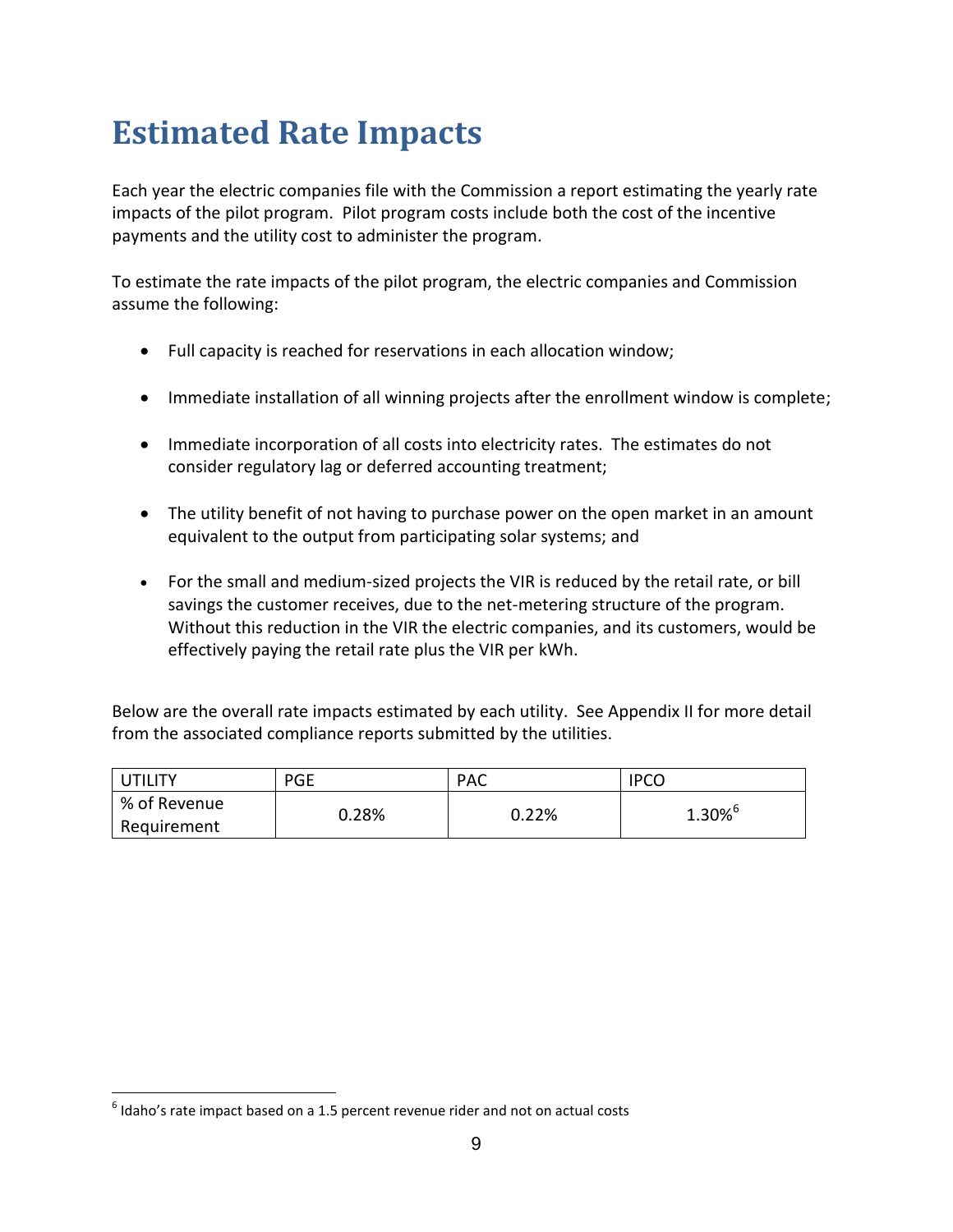# Estimated Rate Impacts

Each year the electric companies file with the Commission a report estimating the yearly rate impacts of the pilot program. Pilot program costs include both the cost of the incentive payments and the utility cost to administer the program.

To estimate the rate impacts of the pilot program, the electric companies and Commission assume the following:

- Full capacity is reached for reservations in each allocation window;
- Immediate installation of all winning projects after the enrollment window is complete;
- Immediate incorporation of all costs into electricity rates. The estimates do not consider regulatory lag or deferred accounting treatment;
- The utility benefit of not having to purchase power on the open market in an amount equivalent to the output from participating solar systems; and
- For the small and medium-sized projects the VIR is reduced by the retail rate, or bill savings the customer receives, due to the net-metering structure of the program. Without this reduction in the VIR the electric companies, and its customers, would be effectively paying the retail rate plus the VIR per kWh.

Below are the overall rate impacts estimated by each utility. See Appendix II for more detail from the associated compliance reports submitted by the utilities.

| UTILITY | PGE | PAC | IPCO |
|---|---|---|---|
| % of Revenue Requirement | 0.28% | 0.22% | 1.30%[6] |

[6] Idaho's rate impact based on a 1.5 percent revenue rider and not on actual costs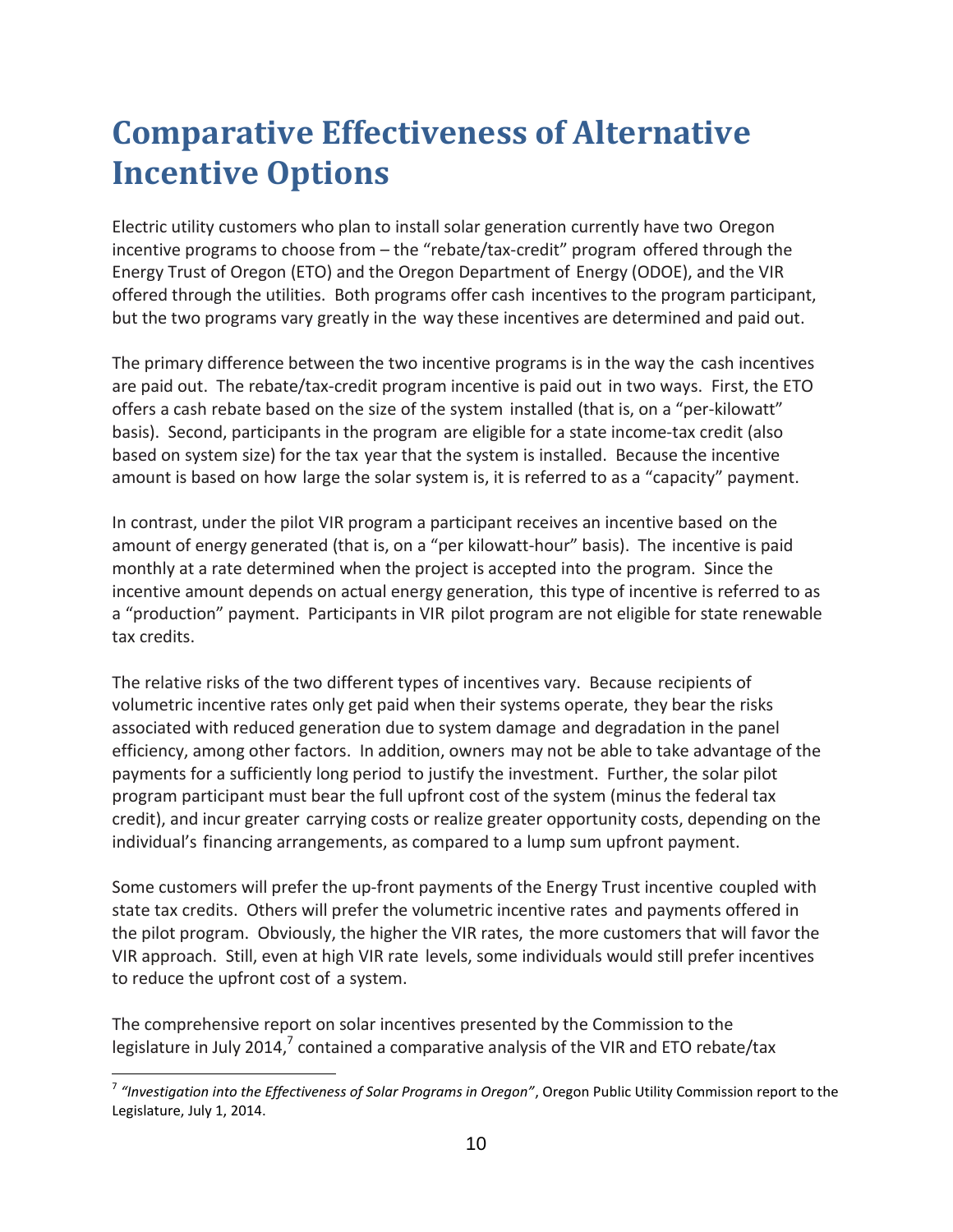# Comparative Effectiveness of Alternative Incentive Options

Electric utility customers who plan to install solar generation currently have two Oregon incentive programs to choose from – the "rebate/tax-credit" program offered through the Energy Trust of Oregon (ETO) and the Oregon Department of Energy (ODOE), and the VIR offered through the utilities. Both programs offer cash incentives to the program participant, but the two programs vary greatly in the way these incentives are determined and paid out.

The primary difference between the two incentive programs is in the way the cash incentives are paid out. The rebate/tax-credit program incentive is paid out in two ways. First, the ETO offers a cash rebate based on the size of the system installed (that is, on a "per-kilowatt" basis). Second, participants in the program are eligible for a state income-tax credit (also based on system size) for the tax year that the system is installed. Because the incentive amount is based on how large the solar system is, it is referred to as a "capacity" payment.

In contrast, under the pilot VIR program a participant receives an incentive based on the amount of energy generated (that is, on a "per kilowatt-hour" basis). The incentive is paid monthly at a rate determined when the project is accepted into the program. Since the incentive amount depends on actual energy generation, this type of incentive is referred to as a "production" payment. Participants in VIR pilot program are not eligible for state renewable tax credits.

The relative risks of the two different types of incentives vary. Because recipients of volumetric incentive rates only get paid when their systems operate, they bear the risks associated with reduced generation due to system damage and degradation in the panel efficiency, among other factors. In addition, owners may not be able to take advantage of the payments for a sufficiently long period to justify the investment. Further, the solar pilot program participant must bear the full upfront cost of the system (minus the federal tax credit), and incur greater carrying costs or realize greater opportunity costs, depending on the individual's financing arrangements, as compared to a lump sum upfront payment.

Some customers will prefer the up-front payments of the Energy Trust incentive coupled with state tax credits. Others will prefer the volumetric incentive rates and payments offered in the pilot program. Obviously, the higher the VIR rates, the more customers that will favor the VIR approach. Still, even at high VIR rate levels, some individuals would still prefer incentives to reduce the upfront cost of a system.

The comprehensive report on solar incentives presented by the Commission to the legislature in July 2014,[7] contained a comparative analysis of the VIR and ETO rebate/tax

[7] *"Investigation into the Effectiveness of Solar Programs in Oregon"*, Oregon Public Utility Commission report to the Legislature, July 1, 2014.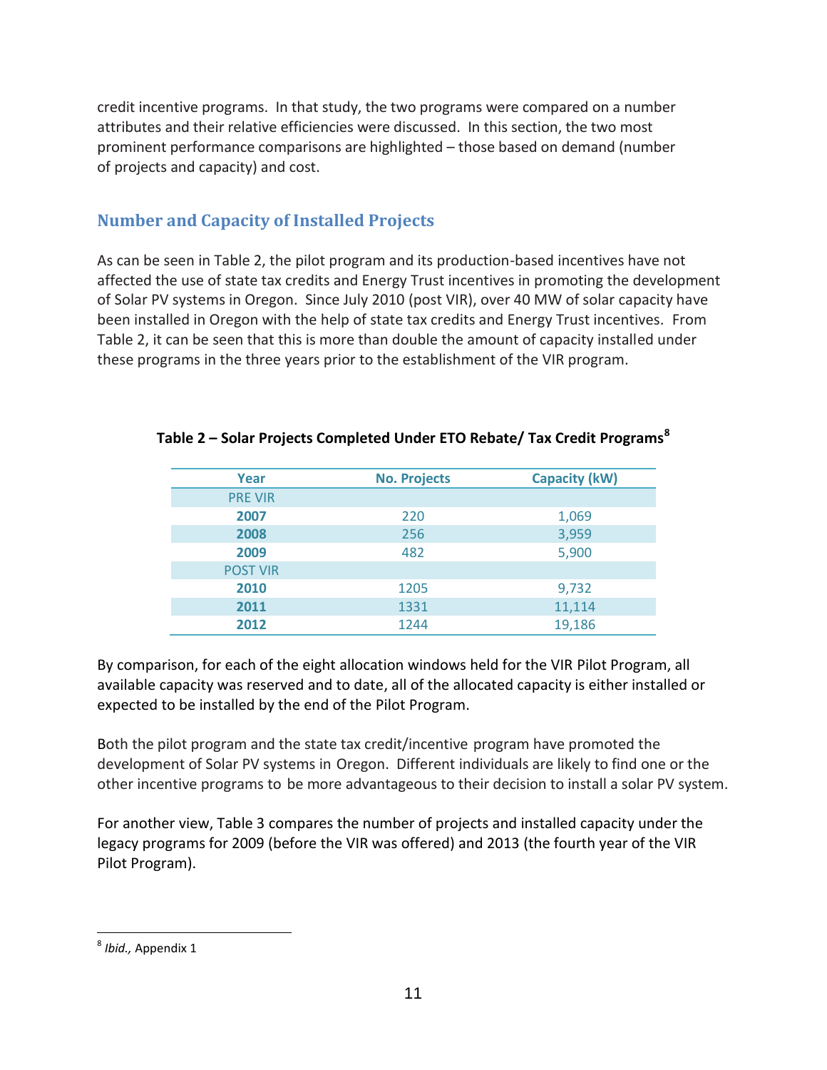credit incentive programs. In that study, the two programs were compared on a number attributes and their relative efficiencies were discussed. In this section, the two most prominent performance comparisons are highlighted – those based on demand (number of projects and capacity) and cost.

## Number and Capacity of Installed Projects

As can be seen in Table 2, the pilot program and its production-based incentives have not affected the use of state tax credits and Energy Trust incentives in promoting the development of Solar PV systems in Oregon. Since July 2010 (post VIR), over 40 MW of solar capacity have been installed in Oregon with the help of state tax credits and Energy Trust incentives. From Table 2, it can be seen that this is more than double the amount of capacity installed under these programs in the three years prior to the establishment of the VIR program.

**Table 2 – Solar Projects Completed Under ETO Rebate/ Tax Credit Programs[8]**

| Year | No. Projects | Capacity (kW) |
|---|---|---|
| PRE VIR | | |
| **2007** | 220 | 1,069 |
| **2008** | 256 | 3,959 |
| **2009** | 482 | 5,900 |
| POST VIR | | |
| **2010** | 1205 | 9,732 |
| **2011** | 1331 | 11,114 |
| **2012** | 1244 | 19,186 |

By comparison, for each of the eight allocation windows held for the VIR Pilot Program, all available capacity was reserved and to date, all of the allocated capacity is either installed or expected to be installed by the end of the Pilot Program.

Both the pilot program and the state tax credit/incentive program have promoted the development of Solar PV systems in Oregon. Different individuals are likely to find one or the other incentive programs to be more advantageous to their decision to install a solar PV system.

For another view, Table 3 compares the number of projects and installed capacity under the legacy programs for 2009 (before the VIR was offered) and 2013 (the fourth year of the VIR Pilot Program).

[8] *Ibid.,* Appendix 1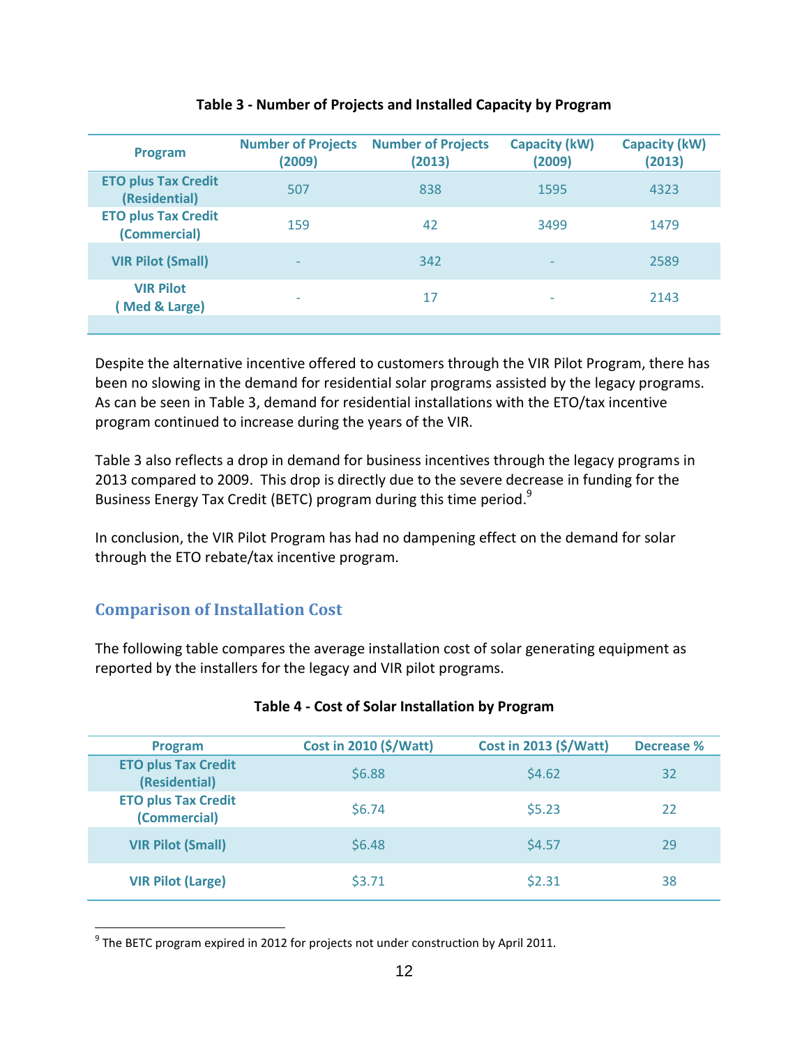**Table 3 - Number of Projects and Installed Capacity by Program**

| Program | Number of Projects (2009) | Number of Projects (2013) | Capacity (kW) (2009) | Capacity (kW) (2013) |
|---|---|---|---|---|
| ETO plus Tax Credit (Residential) | 507 | 838 | 1595 | 4323 |
| ETO plus Tax Credit (Commercial) | 159 | 42 | 3499 | 1479 |
| VIR Pilot (Small) | - | 342 | - | 2589 |
| VIR Pilot ( Med & Large) | - | 17 | - | 2143 |

Despite the alternative incentive offered to customers through the VIR Pilot Program, there has been no slowing in the demand for residential solar programs assisted by the legacy programs. As can be seen in Table 3, demand for residential installations with the ETO/tax incentive program continued to increase during the years of the VIR.

Table 3 also reflects a drop in demand for business incentives through the legacy programs in 2013 compared to 2009. This drop is directly due to the severe decrease in funding for the Business Energy Tax Credit (BETC) program during this time period.[9]

In conclusion, the VIR Pilot Program has had no dampening effect on the demand for solar through the ETO rebate/tax incentive program.

## Comparison of Installation Cost

The following table compares the average installation cost of solar generating equipment as reported by the installers for the legacy and VIR pilot programs.

**Table 4 - Cost of Solar Installation by Program**

| Program | Cost in 2010 ($/Watt) | Cost in 2013 ($/Watt) | Decrease % |
|---|---|---|---|
| ETO plus Tax Credit (Residential) | $6.88 | $4.62 | 32 |
| ETO plus Tax Credit (Commercial) | $6.74 | $5.23 | 22 |
| VIR Pilot (Small) | $6.48 | $4.57 | 29 |
| VIR Pilot (Large) | $3.71 | $2.31 | 38 |

[9] The BETC program expired in 2012 for projects not under construction by April 2011.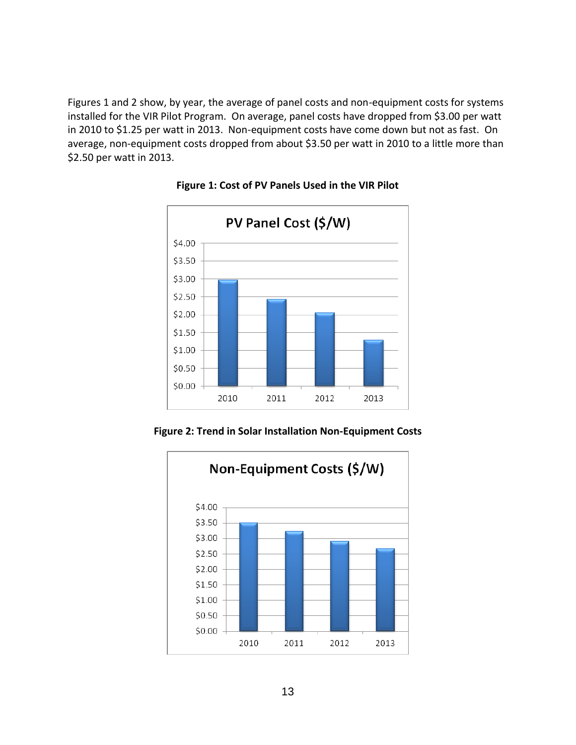Figures 1 and 2 show, by year, the average of panel costs and non-equipment costs for systems installed for the VIR Pilot Program. On average, panel costs have dropped from $3.00 per watt in 2010 to $1.25 per watt in 2013. Non-equipment costs have come down but not as fast. On average, non-equipment costs dropped from about $3.50 per watt in 2010 to a little more than $2.50 per watt in 2013.

**Figure 1: Cost of PV Panels Used in the VIR Pilot**

**Figure 2: Trend in Solar Installation Non-Equipment Costs**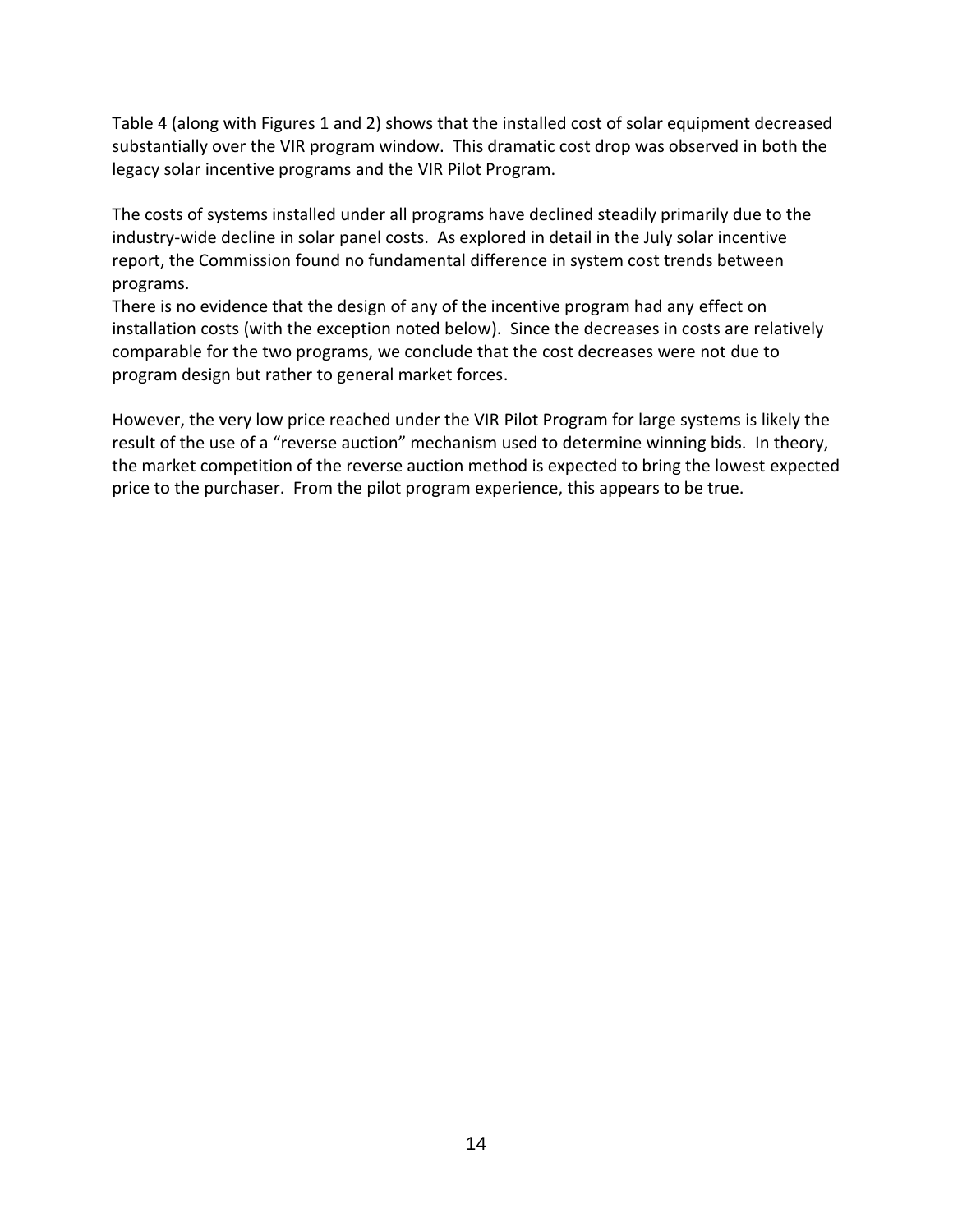Table 4 (along with Figures 1 and 2) shows that the installed cost of solar equipment decreased substantially over the VIR program window. This dramatic cost drop was observed in both the legacy solar incentive programs and the VIR Pilot Program.

The costs of systems installed under all programs have declined steadily primarily due to the industry-wide decline in solar panel costs. As explored in detail in the July solar incentive report, the Commission found no fundamental difference in system cost trends between programs.
There is no evidence that the design of any of the incentive program had any effect on installation costs (with the exception noted below). Since the decreases in costs are relatively comparable for the two programs, we conclude that the cost decreases were not due to program design but rather to general market forces.

However, the very low price reached under the VIR Pilot Program for large systems is likely the result of the use of a "reverse auction" mechanism used to determine winning bids. In theory, the market competition of the reverse auction method is expected to bring the lowest expected price to the purchaser. From the pilot program experience, this appears to be true.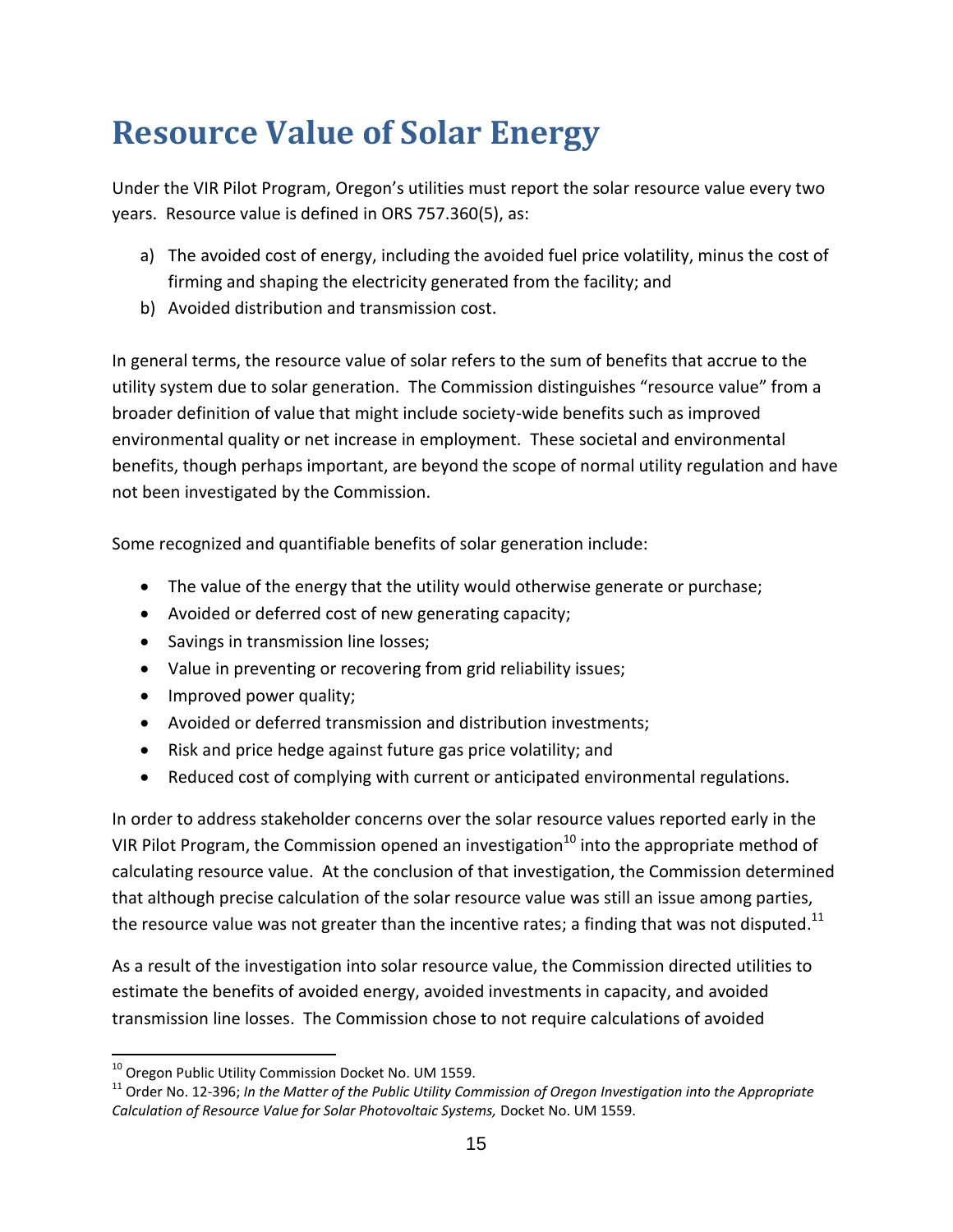# Resource Value of Solar Energy

Under the VIR Pilot Program, Oregon's utilities must report the solar resource value every two years. Resource value is defined in ORS 757.360(5), as:

a) The avoided cost of energy, including the avoided fuel price volatility, minus the cost of firming and shaping the electricity generated from the facility; and
b) Avoided distribution and transmission cost.

In general terms, the resource value of solar refers to the sum of benefits that accrue to the utility system due to solar generation. The Commission distinguishes "resource value" from a broader definition of value that might include society-wide benefits such as improved environmental quality or net increase in employment. These societal and environmental benefits, though perhaps important, are beyond the scope of normal utility regulation and have not been investigated by the Commission.

Some recognized and quantifiable benefits of solar generation include:

- The value of the energy that the utility would otherwise generate or purchase;
- Avoided or deferred cost of new generating capacity;
- Savings in transmission line losses;
- Value in preventing or recovering from grid reliability issues;
- Improved power quality;
- Avoided or deferred transmission and distribution investments;
- Risk and price hedge against future gas price volatility; and
- Reduced cost of complying with current or anticipated environmental regulations.

In order to address stakeholder concerns over the solar resource values reported early in the VIR Pilot Program, the Commission opened an investigation[10] into the appropriate method of calculating resource value. At the conclusion of that investigation, the Commission determined that although precise calculation of the solar resource value was still an issue among parties, the resource value was not greater than the incentive rates; a finding that was not disputed.[11]

As a result of the investigation into solar resource value, the Commission directed utilities to estimate the benefits of avoided energy, avoided investments in capacity, and avoided transmission line losses. The Commission chose to not require calculations of avoided

[10] Oregon Public Utility Commission Docket No. UM 1559.

[11] Order No. 12-396; *In the Matter of the Public Utility Commission of Oregon Investigation into the Appropriate Calculation of Resource Value for Solar Photovoltaic Systems,* Docket No. UM 1559.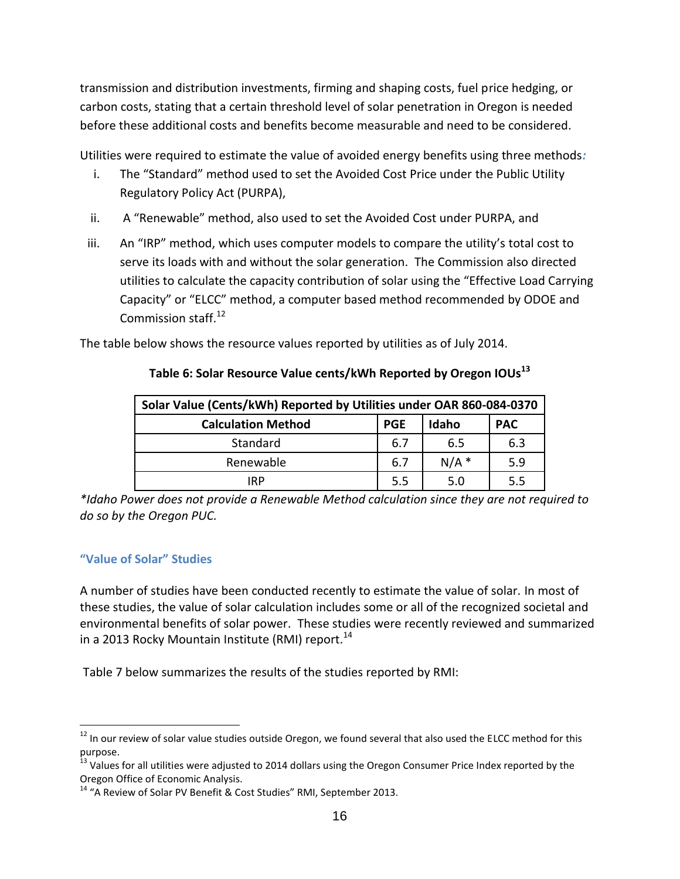transmission and distribution investments, firming and shaping costs, fuel price hedging, or carbon costs, stating that a certain threshold level of solar penetration in Oregon is needed before these additional costs and benefits become measurable and need to be considered.

Utilities were required to estimate the value of avoided energy benefits using three methods:

i. The "Standard" method used to set the Avoided Cost Price under the Public Utility Regulatory Policy Act (PURPA),

ii. A "Renewable" method, also used to set the Avoided Cost under PURPA, and

iii. An "IRP" method, which uses computer models to compare the utility's total cost to serve its loads with and without the solar generation. The Commission also directed utilities to calculate the capacity contribution of solar using the "Effective Load Carrying Capacity" or "ELCC" method, a computer based method recommended by ODOE and Commission staff.[12]

The table below shows the resource values reported by utilities as of July 2014.

**Table 6: Solar Resource Value cents/kWh Reported by Oregon IOUs[13]**

| Solar Value (Cents/kWh) Reported by Utilities under OAR 860-084-0370 | | | |
|---|---|---|---|
| **Calculation Method** | **PGE** | **Idaho** | **PAC** |
| Standard | 6.7 | 6.5 | 6.3 |
| Renewable | 6.7 | N/A * | 5.9 |
| IRP | 5.5 | 5.0 | 5.5 |

*\*Idaho Power does not provide a Renewable Method calculation since they are not required to do so by the Oregon PUC.*

### "Value of Solar" Studies

A number of studies have been conducted recently to estimate the value of solar. In most of these studies, the value of solar calculation includes some or all of the recognized societal and environmental benefits of solar power. These studies were recently reviewed and summarized in a 2013 Rocky Mountain Institute (RMI) report.[14]

Table 7 below summarizes the results of the studies reported by RMI:

---

[12] In our review of solar value studies outside Oregon, we found several that also used the ELCC method for this purpose.

[13] Values for all utilities were adjusted to 2014 dollars using the Oregon Consumer Price Index reported by the Oregon Office of Economic Analysis.

[14] "A Review of Solar PV Benefit & Cost Studies" RMI, September 2013.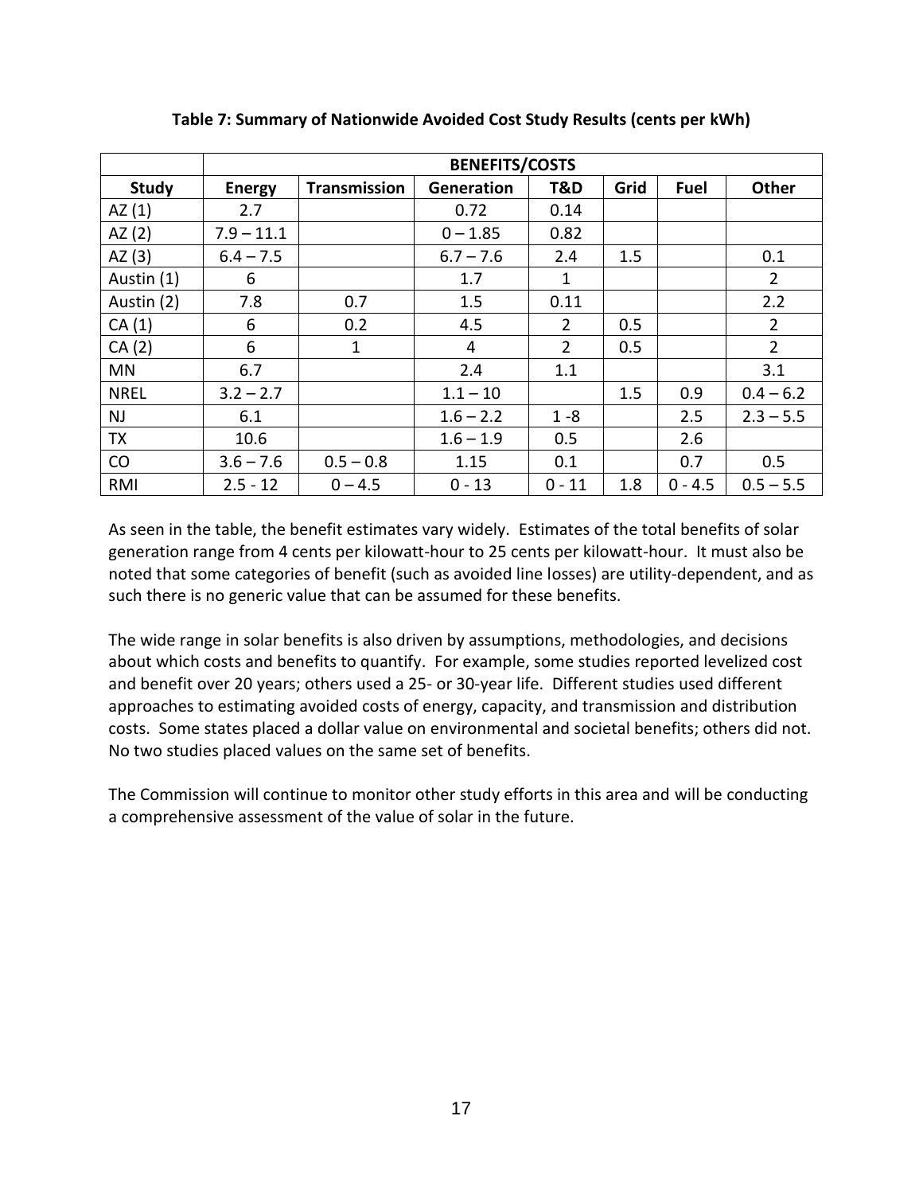**Table 7: Summary of Nationwide Avoided Cost Study Results (cents per kWh)**

| | BENEFITS/COSTS | | | | | | |
|---|---|---|---|---|---|---|---|
| **Study** | **Energy** | **Transmission** | **Generation** | **T&D** | **Grid** | **Fuel** | **Other** |
| AZ (1) | 2.7 | | 0.72 | 0.14 | | | |
| AZ (2) | 7.9 – 11.1 | | 0 – 1.85 | 0.82 | | | |
| AZ (3) | 6.4 – 7.5 | | 6.7 – 7.6 | 2.4 | 1.5 | | 0.1 |
| Austin (1) | 6 | | 1.7 | 1 | | | 2 |
| Austin (2) | 7.8 | 0.7 | 1.5 | 0.11 | | | 2.2 |
| CA (1) | 6 | 0.2 | 4.5 | 2 | 0.5 | | 2 |
| CA (2) | 6 | 1 | 4 | 2 | 0.5 | | 2 |
| MN | 6.7 | | 2.4 | 1.1 | | | 3.1 |
| NREL | 3.2 – 2.7 | | 1.1 – 10 | | 1.5 | 0.9 | 0.4 – 6.2 |
| NJ | 6.1 | | 1.6 – 2.2 | 1 -8 | | 2.5 | 2.3 – 5.5 |
| TX | 10.6 | | 1.6 – 1.9 | 0.5 | | 2.6 | |
| CO | 3.6 – 7.6 | 0.5 – 0.8 | 1.15 | 0.1 | | 0.7 | 0.5 |
| RMI | 2.5 - 12 | 0 – 4.5 | 0 - 13 | 0 - 11 | 1.8 | 0 - 4.5 | 0.5 – 5.5 |

As seen in the table, the benefit estimates vary widely. Estimates of the total benefits of solar generation range from 4 cents per kilowatt-hour to 25 cents per kilowatt-hour. It must also be noted that some categories of benefit (such as avoided line losses) are utility-dependent, and as such there is no generic value that can be assumed for these benefits.

The wide range in solar benefits is also driven by assumptions, methodologies, and decisions about which costs and benefits to quantify. For example, some studies reported levelized cost and benefit over 20 years; others used a 25- or 30-year life. Different studies used different approaches to estimating avoided costs of energy, capacity, and transmission and distribution costs. Some states placed a dollar value on environmental and societal benefits; others did not. No two studies placed values on the same set of benefits.

The Commission will continue to monitor other study efforts in this area and will be conducting a comprehensive assessment of the value of solar in the future.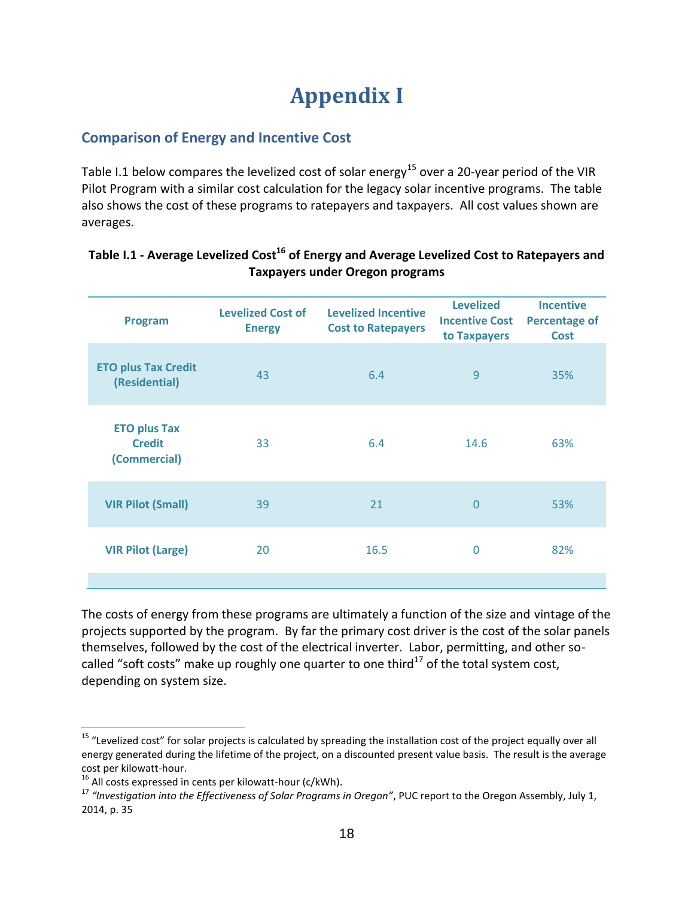# Appendix I

## Comparison of Energy and Incentive Cost

Table I.1 below compares the levelized cost of solar energy[15] over a 20-year period of the VIR Pilot Program with a similar cost calculation for the legacy solar incentive programs. The table also shows the cost of these programs to ratepayers and taxpayers. All cost values shown are averages.

**Table I.1 - Average Levelized Cost[16] of Energy and Average Levelized Cost to Ratepayers and Taxpayers under Oregon programs**

| Program | Levelized Cost of Energy | Levelized Incentive Cost to Ratepayers | Levelized Incentive Cost to Taxpayers | Incentive Percentage of Cost |
|---|---|---|---|---|
| ETO plus Tax Credit (Residential) | 43 | 6.4 | 9 | 35% |
| ETO plus Tax Credit (Commercial) | 33 | 6.4 | 14.6 | 63% |
| VIR Pilot (Small) | 39 | 21 | 0 | 53% |
| VIR Pilot (Large) | 20 | 16.5 | 0 | 82% |

The costs of energy from these programs are ultimately a function of the size and vintage of the projects supported by the program. By far the primary cost driver is the cost of the solar panels themselves, followed by the cost of the electrical inverter. Labor, permitting, and other so-called "soft costs" make up roughly one quarter to one third[17] of the total system cost, depending on system size.

---

[15] "Levelized cost" for solar projects is calculated by spreading the installation cost of the project equally over all energy generated during the lifetime of the project, on a discounted present value basis. The result is the average cost per kilowatt-hour.

[16] All costs expressed in cents per kilowatt-hour (c/kWh).

[17] *"Investigation into the Effectiveness of Solar Programs in Oregon"*, PUC report to the Oregon Assembly, July 1, 2014, p. 35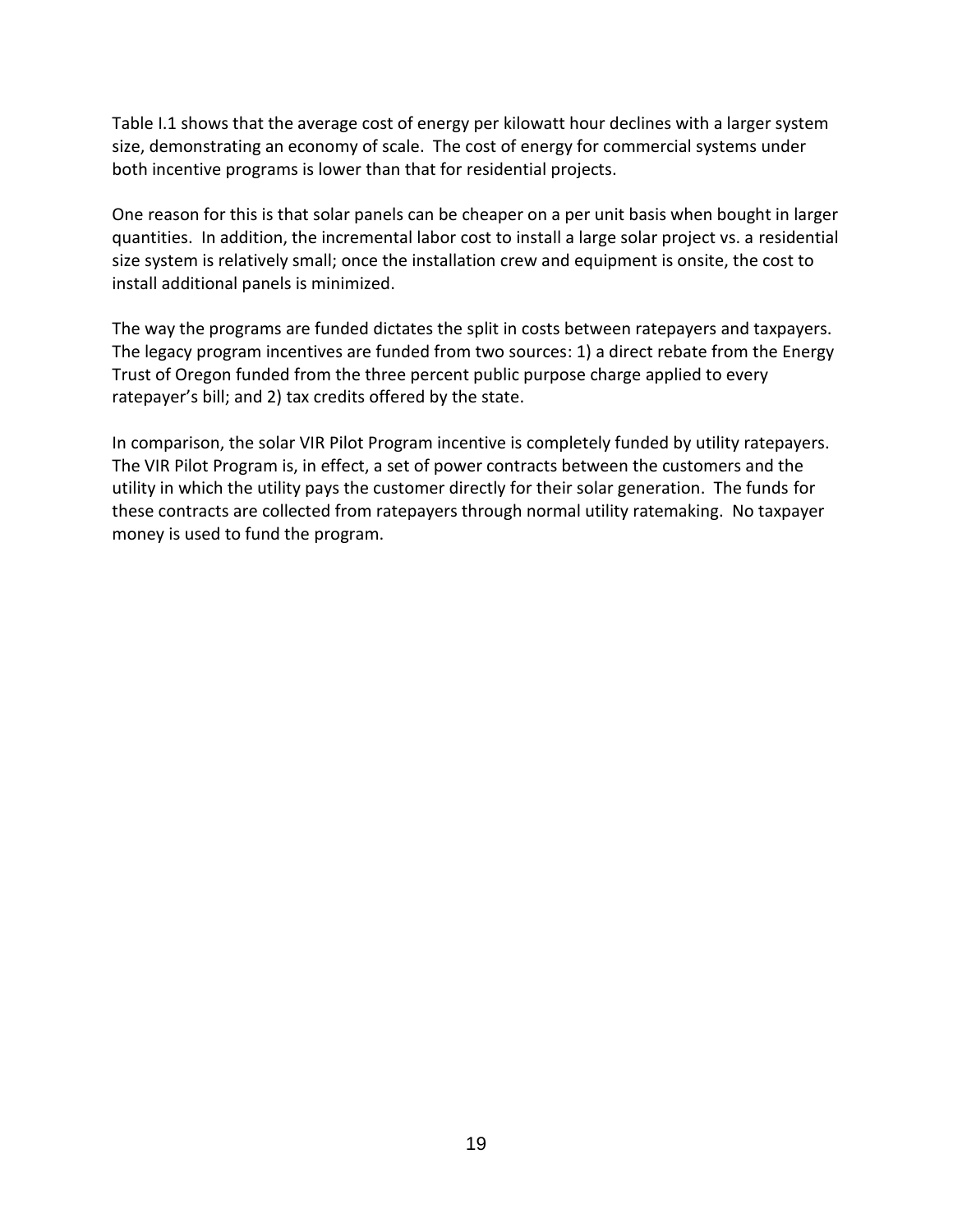Table I.1 shows that the average cost of energy per kilowatt hour declines with a larger system size, demonstrating an economy of scale. The cost of energy for commercial systems under both incentive programs is lower than that for residential projects.

One reason for this is that solar panels can be cheaper on a per unit basis when bought in larger quantities. In addition, the incremental labor cost to install a large solar project vs. a residential size system is relatively small; once the installation crew and equipment is onsite, the cost to install additional panels is minimized.

The way the programs are funded dictates the split in costs between ratepayers and taxpayers. The legacy program incentives are funded from two sources: 1) a direct rebate from the Energy Trust of Oregon funded from the three percent public purpose charge applied to every ratepayer's bill; and 2) tax credits offered by the state.

In comparison, the solar VIR Pilot Program incentive is completely funded by utility ratepayers. The VIR Pilot Program is, in effect, a set of power contracts between the customers and the utility in which the utility pays the customer directly for their solar generation. The funds for these contracts are collected from ratepayers through normal utility ratemaking. No taxpayer money is used to fund the program.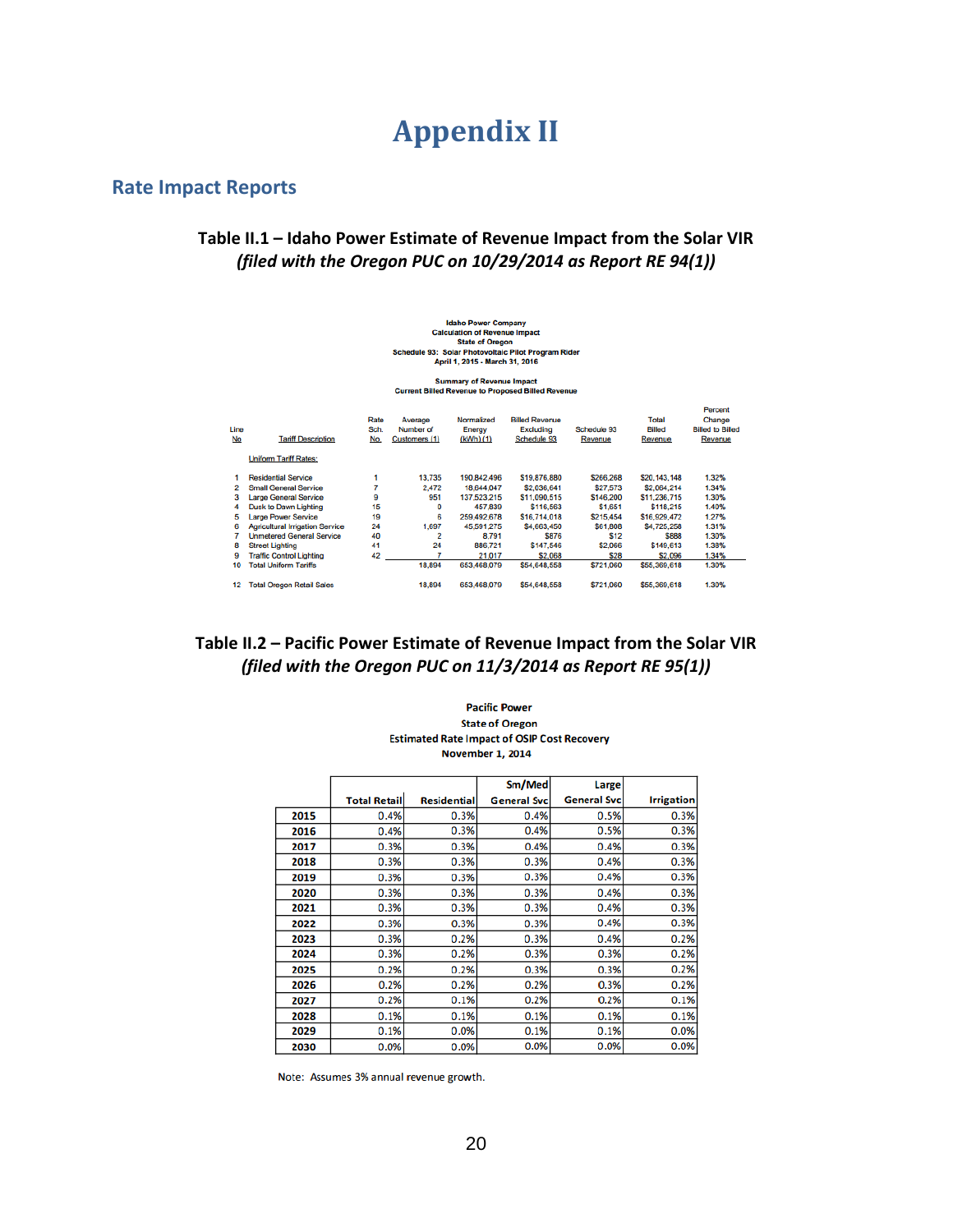# Appendix II

## Rate Impact Reports

### Table II.1 – Idaho Power Estimate of Revenue Impact from the Solar VIR
*(filed with the Oregon PUC on 10/29/2014 as Report RE 94(1))*

**Idaho Power Company**
**Calculation of Revenue Impact**
**State of Oregon**
**Schedule 93: Solar Photovoltaic Pilot Program Rider**
**April 1, 2015 - March 31, 2016**

**Summary of Revenue Impact**
**Current Billed Revenue to Proposed Billed Revenue**

| Line No | Tariff Description | Rate Sch. No. | Average Number of Customers (1) | Normalized Energy (kWh) (1) | Billed Revenue Excluding Schedule 93 | Schedule 93 Revenue | Total Billed Revenue | Percent Change Billed to Billed Revenue |
|---|---|---|---|---|---|---|---|---|
| | Uniform Tariff Rates: | | | | | | | |
| 1 | Residential Service | 1 | 13,735 | 190,842,496 | $19,876,880 | $266,268 | $20,143,148 | 1.32% |
| 2 | Small General Service | 7 | 2,472 | 18,644,047 | $2,036,641 | $27,573 | $2,064,214 | 1.34% |
| 3 | Large General Service | 9 | 951 | 137,523,215 | $11,090,515 | $146,200 | $11,236,715 | 1.30% |
| 4 | Dusk to Dawn Lighting | 15 | 0 | 457,839 | $116,563 | $1,651 | $118,215 | 1.40% |
| 5 | Large Power Service | 19 | 6 | 259,492,678 | $16,714,018 | $215,454 | $16,929,472 | 1.27% |
| 6 | Agricultural Irrigation Service | 24 | 1,697 | 45,591,275 | $4,663,450 | $61,808 | $4,725,258 | 1.31% |
| 7 | Unmetered General Service | 40 | 2 | 8,791 | $876 | $12 | $888 | 1.30% |
| 8 | Street Lighting | 41 | 24 | 886,721 | $147,546 | $2,066 | $149,613 | 1.38% |
| 9 | Traffic Control Lighting | 42 | 7 | 21,017 | $2,068 | $28 | $2,096 | 1.34% |
| 10 | Total Uniform Tariffs | | 18,894 | 653,468,079 | $54,648,558 | $721,060 | $55,369,618 | 1.30% |
| 12 | Total Oregon Retail Sales | | 18,894 | 653,468,079 | $54,648,558 | $721,060 | $55,369,618 | 1.30% |

### Table II.2 – Pacific Power Estimate of Revenue Impact from the Solar VIR
*(filed with the Oregon PUC on 11/3/2014 as Report RE 95(1))*

**Pacific Power**
**State of Oregon**
**Estimated Rate Impact of OSIP Cost Recovery**
**November 1, 2014**

| | Total Retail | Residential | Sm/Med General Svc | Large General Svc | Irrigation |
|---|---|---|---|---|---|
| 2015 | 0.4% | 0.3% | 0.4% | 0.5% | 0.3% |
| 2016 | 0.4% | 0.3% | 0.4% | 0.5% | 0.3% |
| 2017 | 0.3% | 0.3% | 0.4% | 0.4% | 0.3% |
| 2018 | 0.3% | 0.3% | 0.3% | 0.4% | 0.3% |
| 2019 | 0.3% | 0.3% | 0.3% | 0.4% | 0.3% |
| 2020 | 0.3% | 0.3% | 0.3% | 0.4% | 0.3% |
| 2021 | 0.3% | 0.3% | 0.3% | 0.4% | 0.3% |
| 2022 | 0.3% | 0.3% | 0.3% | 0.4% | 0.3% |
| 2023 | 0.3% | 0.2% | 0.3% | 0.4% | 0.2% |
| 2024 | 0.3% | 0.2% | 0.3% | 0.3% | 0.2% |
| 2025 | 0.2% | 0.2% | 0.3% | 0.3% | 0.2% |
| 2026 | 0.2% | 0.2% | 0.2% | 0.3% | 0.2% |
| 2027 | 0.2% | 0.1% | 0.2% | 0.2% | 0.1% |
| 2028 | 0.1% | 0.1% | 0.1% | 0.1% | 0.1% |
| 2029 | 0.1% | 0.0% | 0.1% | 0.1% | 0.0% |
| 2030 | 0.0% | 0.0% | 0.0% | 0.0% | 0.0% |

Note: Assumes 3% annual revenue growth.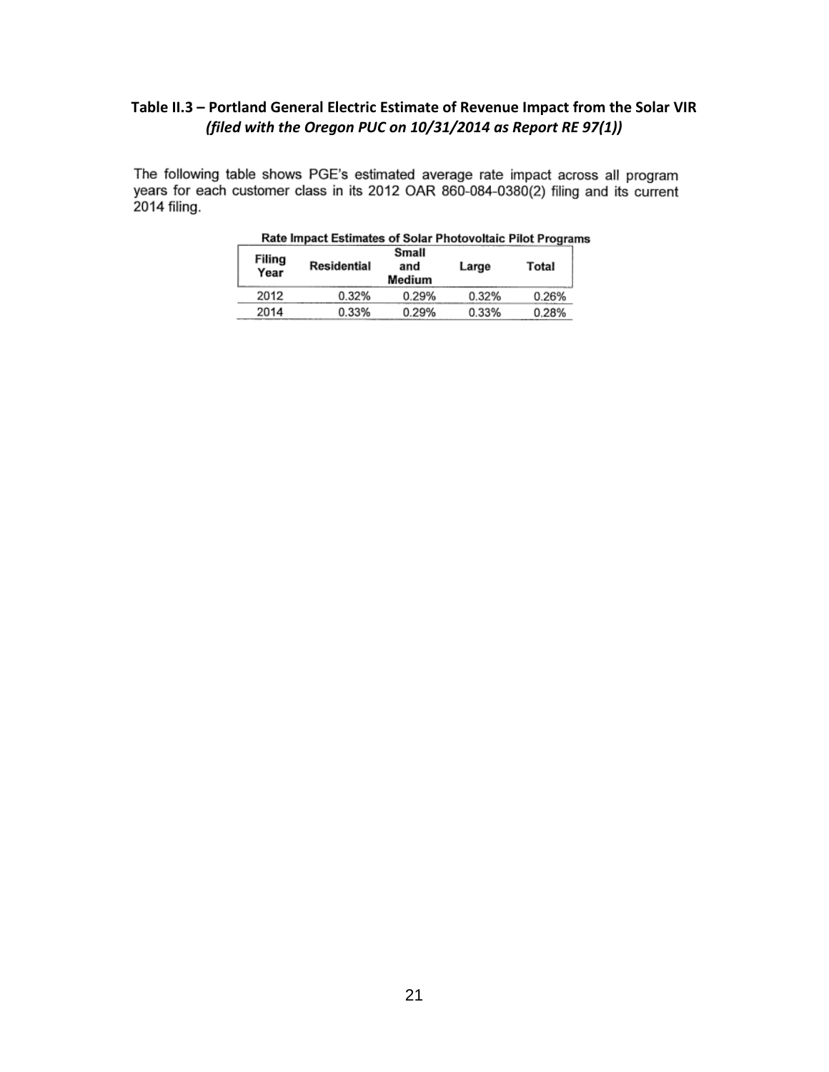**Table II.3 – Portland General Electric Estimate of Revenue Impact from the Solar VIR**
***(filed with the Oregon PUC on 10/31/2014 as Report RE 97(1))***

The following table shows PGE's estimated average rate impact across all program years for each customer class in its 2012 OAR 860-084-0380(2) filing and its current 2014 filing.

**Rate Impact Estimates of Solar Photovoltaic Pilot Programs**

| Filing Year | Residential | Small and Medium | Large | Total |
|---|---|---|---|---|
| 2012 | 0.32% | 0.29% | 0.32% | 0.26% |
| 2014 | 0.33% | 0.29% | 0.33% | 0.28% |